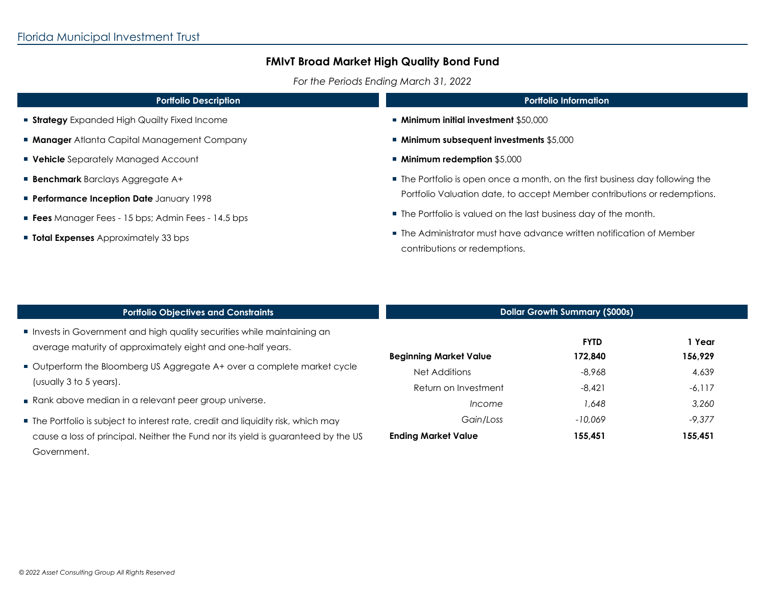Florida Municipal Investment Trust

# FMIvT Broad Market High Quality Bond Fund

*For the Periods Ending March 31, 2022*

## Portfolio Description

- **Strategy** Expanded High Quailty Fixed Income
- **Manager** Atlanta Capital Management Company
- **Vehicle** Separately Managed Account
- **Benchmark** Barclays Aggregate A+
- **Performance Inception Date** January 1998
- **Fees** Manager Fees - 15 bps; Admin Fees - 14.5 bps
- **Total Expenses** Approximately 33 bps

## Portfolio Information

- **Minimum initial investment** $50,000
- **Minimum subsequent investments** $5,000
- **Minimum redemption** $5,000
- The Portfolio is open once a month, on the first business day following the Portfolio Valuation date, to accept Member contributions or redemptions.
- The Portfolio is valued on the last business day of the month.
- The Administrator must have advance written notification of Member contributions or redemptions.

## Portfolio Objectives and Constraints

- Invests in Government and high quality securities while maintaining an average maturity of approximately eight and one-half years.
- Outperform the Bloomberg US Aggregate A+ over a complete market cycle (usually 3 to 5 years).
- Rank above median in a relevant peer group universe.
- The Portfolio is subject to interest rate, credit and liquidity risk, which may cause a loss of principal. Neither the Fund nor its yield is guaranteed by the US Government.

## Dollar Growth Summary ($000s)

| | FYTD | 1 Year |
|---|---|---|
| **Beginning Market Value** | **172,840** | **156,929** |
| Net Additions | -8,968 | 4,639 |
| Return on Investment | -8,421 | -6,117 |
| *Income* | *1,648* | *3,260* |
| *Gain/Loss* | *-10,069* | *-9,377* |
| **Ending Market Value** | **155,451** | **155,451** |

*© 2022 Asset Consulting Group All Rights Reserved*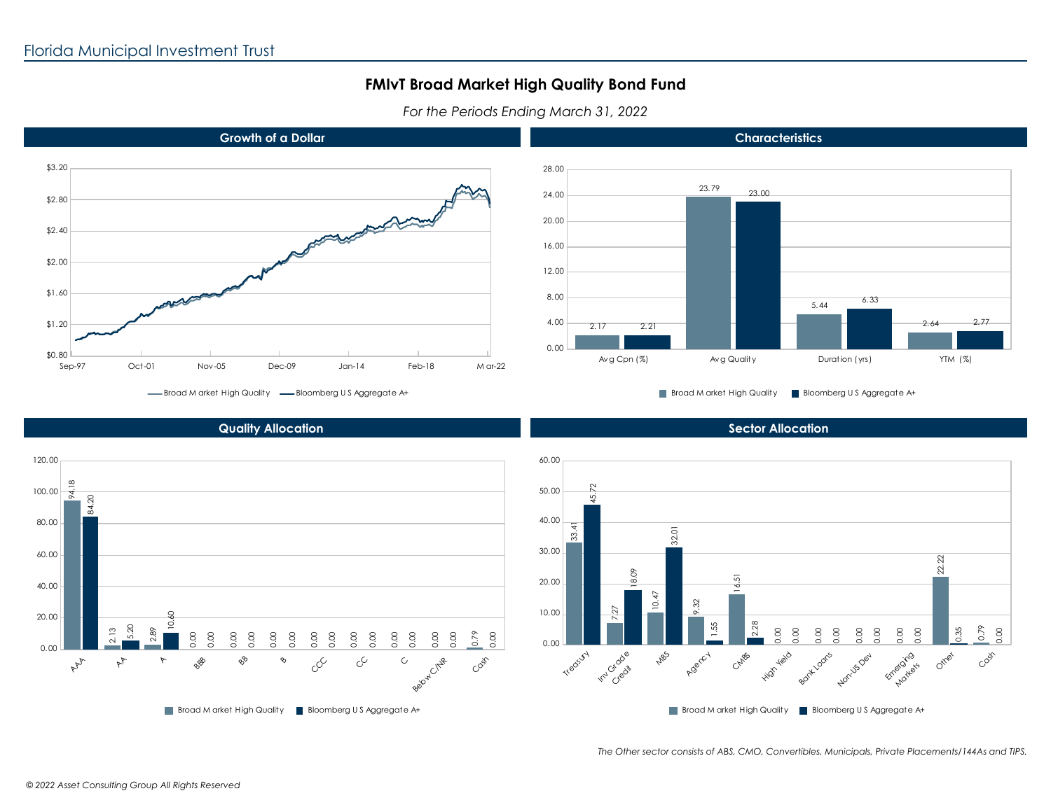# FMIvT Broad Market High Quality Bond Fund

*For the Periods Ending March 31, 2022*

## Growth of a Dollar

Broad Market High Quality — Bloomberg U S Aggregate A+

Y-axis: $0.80 – $3.20. X-axis: Sep-97, Oct-01, Nov-05, Dec-09, Jan-14, Feb-18, Mar-22

## Characteristics

| | Broad Market High Quality | Bloomberg U S Aggregate A+ |
|---|---|---|
| Avg Cpn (%) | 2.17 | 2.21 |
| Avg Quality | 23.79 | 23.00 |
| Duration (yrs) | 5.44 | 6.33 |
| YTM (%) | 2.64 | 2.77 |

## Quality Allocation

| | Broad Market High Quality | Bloomberg U S Aggregate A+ |
|---|---|---|
| AAA | 94.18 | 84.20 |
| AA | 2.13 | 5.20 |
| A | 2.89 | 10.60 |
| BBB | 0.00 | 0.00 |
| BB | 0.00 | 0.00 |
| B | 0.00 | 0.00 |
| CCC | 0.00 | 0.00 |
| CC | 0.00 | 0.00 |
| C | 0.00 | 0.00 |
| Below C/NR | 0.00 | 0.00 |
| Cash | 0.79 | 0.00 |

## Sector Allocation

| | Broad Market High Quality | Bloomberg U S Aggregate A+ |
|---|---|---|
| Treasury | 33.41 | 45.72 |
| Inv Grade Credit | 7.27 | 18.09 |
| MBS | 10.47 | 32.01 |
| Agency | 9.32 | 1.55 |
| CMBS | 16.51 | 2.28 |
| High Yield | 0.00 | 0.00 |
| Bank Loans | 0.00 | 0.00 |
| Non-US Dev | 0.00 | 0.00 |
| Emerging Markets | 0.00 | 0.00 |
| Other | 22.22 | 0.35 |
| Cash | 0.79 | 0.00 |

*The Other sector consists of ABS, CMO, Convertibles, Municipals, Private Placements/144As and TIPS.*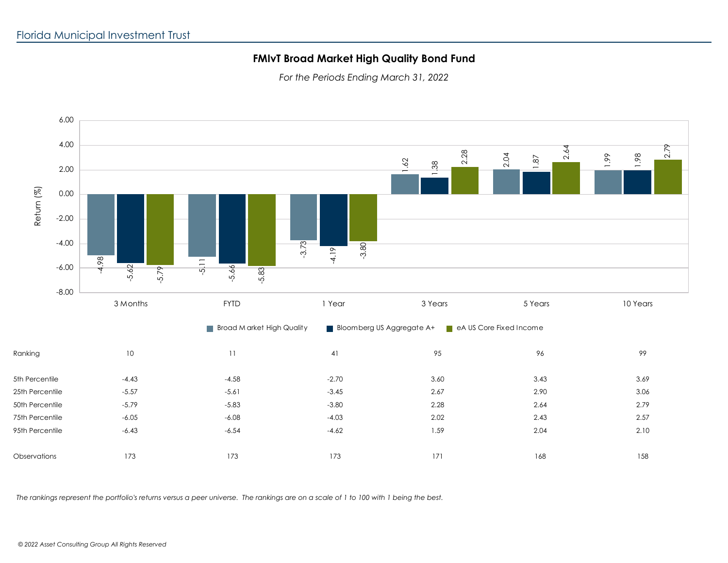Florida Municipal Investment Trust

## FMIvT Broad Market High Quality Bond Fund

*For the Periods Ending March 31, 2022*

| Return (%) | 3 Months | FYTD | 1 Year | 3 Years | 5 Years | 10 Years |
|---|---|---|---|---|---|---|
| Broad Market High Quality | -4.98 | -5.11 | -3.73 | 1.62 | 2.04 | 1.99 |
| Bloomberg US Aggregate A+ | -5.62 | -5.66 | -4.19 | 1.38 | 1.87 | 1.98 |
| eA US Core Fixed Income | -5.79 | -5.83 | -3.80 | 2.28 | 2.64 | 2.79 |

| | 3 Months | FYTD | 1 Year | 3 Years | 5 Years | 10 Years |
|---|---|---|---|---|---|---|
| Ranking | 10 | 11 | 41 | 95 | 96 | 99 |
| 5th Percentile | -4.43 | -4.58 | -2.70 | 3.60 | 3.43 | 3.69 |
| 25th Percentile | -5.57 | -5.61 | -3.45 | 2.67 | 2.90 | 3.06 |
| 50th Percentile | -5.79 | -5.83 | -3.80 | 2.28 | 2.64 | 2.79 |
| 75th Percentile | -6.05 | -6.08 | -4.03 | 2.02 | 2.43 | 2.57 |
| 95th Percentile | -6.43 | -6.54 | -4.62 | 1.59 | 2.04 | 2.10 |
| Observations | 173 | 173 | 173 | 171 | 168 | 158 |

*The rankings represent the portfolio's returns versus a peer universe. The rankings are on a scale of 1 to 100 with 1 being the best.*

*© 2022 Asset Consulting Group All Rights Reserved*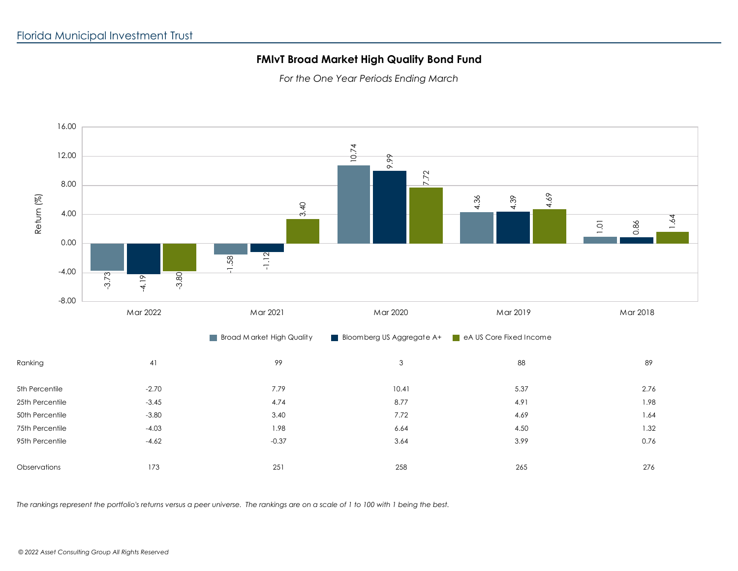Florida Municipal Investment Trust

## FMIvT Broad Market High Quality Bond Fund

*For the One Year Periods Ending March*

Return (%)

16.00
12.00
8.00
4.00
0.00
-4.00
-8.00

Mar 2022: -3.73, -4.19, -3.80
Mar 2021: -1.58, -1.12, 3.40
Mar 2020: 10.74, 9.99, 7.72
Mar 2019: 4.36, 4.39, 4.69
Mar 2018: 1.01, 0.86, 1.64

Broad Market High Quality
Bloomberg US Aggregate A+
eA US Core Fixed Income

| | Mar 2022 | Mar 2021 | Mar 2020 | Mar 2019 | Mar 2018 |
|---|---|---|---|---|---|
| Ranking | 41 | 99 | 3 | 88 | 89 |
| 5th Percentile | -2.70 | 7.79 | 10.41 | 5.37 | 2.76 |
| 25th Percentile | -3.45 | 4.74 | 8.77 | 4.91 | 1.98 |
| 50th Percentile | -3.80 | 3.40 | 7.72 | 4.69 | 1.64 |
| 75th Percentile | -4.03 | 1.98 | 6.64 | 4.50 | 1.32 |
| 95th Percentile | -4.62 | -0.37 | 3.64 | 3.99 | 0.76 |
| Observations | 173 | 251 | 258 | 265 | 276 |

*The rankings represent the portfolio's returns versus a peer universe. The rankings are on a scale of 1 to 100 with 1 being the best.*

*© 2022 Asset Consulting Group All Rights Reserved*